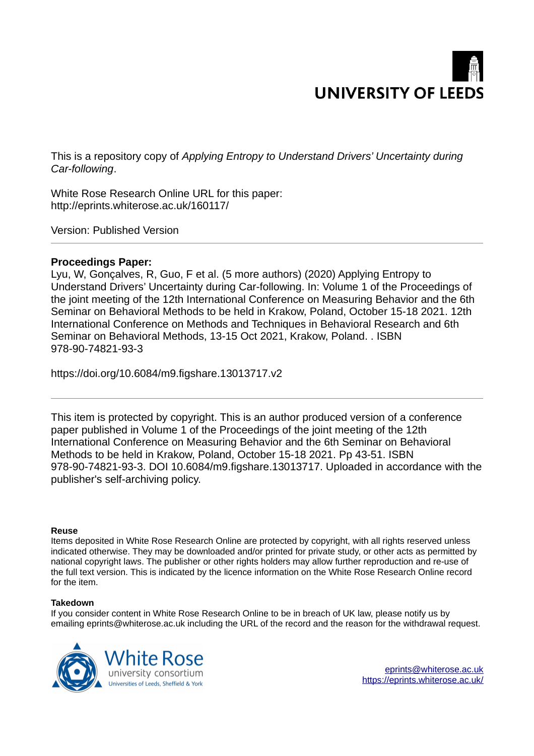UNIVERSITY OF LEEDS

This is a repository copy of *Applying Entropy to Understand Drivers' Uncertainty during Car-following*.

White Rose Research Online URL for this paper:
http://eprints.whiterose.ac.uk/160117/

Version: Published Version

---

**Proceedings Paper:**

Lyu, W, Gonçalves, R, Guo, F et al. (5 more authors) (2020) Applying Entropy to Understand Drivers' Uncertainty during Car-following. In: Volume 1 of the Proceedings of the joint meeting of the 12th International Conference on Measuring Behavior and the 6th Seminar on Behavioral Methods to be held in Krakow, Poland, October 15-18 2021. 12th International Conference on Methods and Techniques in Behavioral Research and 6th Seminar on Behavioral Methods, 13-15 Oct 2021, Krakow, Poland. . ISBN 978-90-74821-93-3

https://doi.org/10.6084/m9.figshare.13013717.v2

---

This item is protected by copyright. This is an author produced version of a conference paper published in Volume 1 of the Proceedings of the joint meeting of the 12th International Conference on Measuring Behavior and the 6th Seminar on Behavioral Methods to be held in Krakow, Poland, October 15-18 2021. Pp 43-51. ISBN 978-90-74821-93-3. DOI 10.6084/m9.figshare.13013717. Uploaded in accordance with the publisher's self-archiving policy.

**Reuse**

Items deposited in White Rose Research Online are protected by copyright, with all rights reserved unless indicated otherwise. They may be downloaded and/or printed for private study, or other acts as permitted by national copyright laws. The publisher or other rights holders may allow further reproduction and re-use of the full text version. This is indicated by the licence information on the White Rose Research Online record for the item.

**Takedown**

If you consider content in White Rose Research Online to be in breach of UK law, please notify us by emailing eprints@whiterose.ac.uk including the URL of the record and the reason for the withdrawal request.

White Rose university consortium
Universities of Leeds, Sheffield & York

eprints@whiterose.ac.uk
https://eprints.whiterose.ac.uk/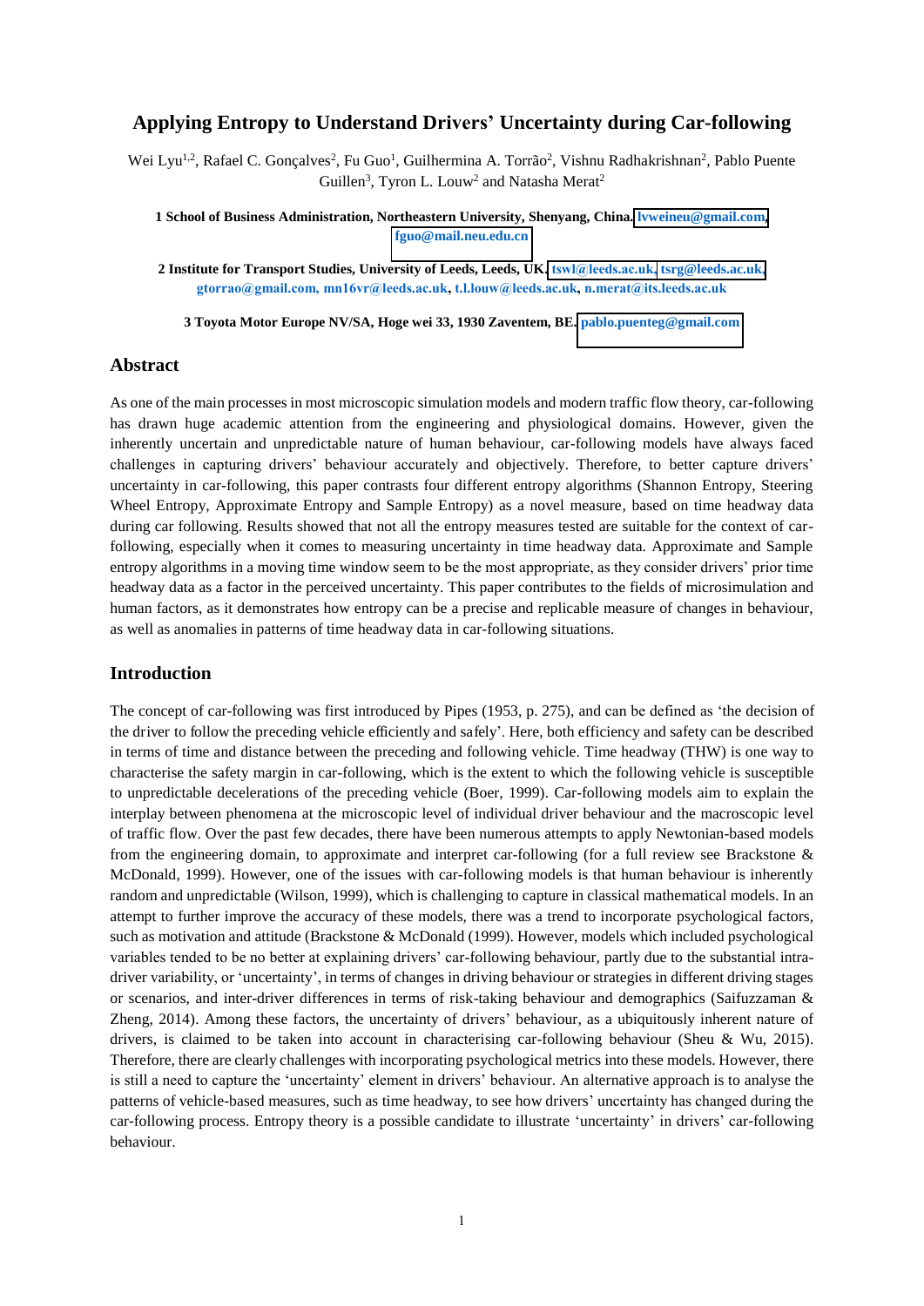# Applying Entropy to Understand Drivers' Uncertainty during Car-following

Wei Lyu[1,2], Rafael C. Gonçalves[2], Fu Guo[1], Guilhermina A. Torrão[2], Vishnu Radhakrishnan[2], Pablo Puente Guillen[3], Tyron L. Louw[2] and Natasha Merat[2]

**1 School of Business Administration, Northeastern University, Shenyang, China. lvweineu@gmail.com, fguo@mail.neu.edu.cn**

**2 Institute for Transport Studies, University of Leeds, Leeds, UK. tswl@leeds.ac.uk, tsrg@leeds.ac.uk, gtorrao@gmail.com, mn16vr@leeds.ac.uk, t.l.louw@leeds.ac.uk, n.merat@its.leeds.ac.uk**

**3 Toyota Motor Europe NV/SA, Hoge wei 33, 1930 Zaventem, BE. pablo.puenteg@gmail.com**

## Abstract

As one of the main processes in most microscopic simulation models and modern traffic flow theory, car-following has drawn huge academic attention from the engineering and physiological domains. However, given the inherently uncertain and unpredictable nature of human behaviour, car-following models have always faced challenges in capturing drivers' behaviour accurately and objectively. Therefore, to better capture drivers' uncertainty in car-following, this paper contrasts four different entropy algorithms (Shannon Entropy, Steering Wheel Entropy, Approximate Entropy and Sample Entropy) as a novel measure, based on time headway data during car following. Results showed that not all the entropy measures tested are suitable for the context of car-following, especially when it comes to measuring uncertainty in time headway data. Approximate and Sample entropy algorithms in a moving time window seem to be the most appropriate, as they consider drivers' prior time headway data as a factor in the perceived uncertainty. This paper contributes to the fields of microsimulation and human factors, as it demonstrates how entropy can be a precise and replicable measure of changes in behaviour, as well as anomalies in patterns of time headway data in car-following situations.

## Introduction

The concept of car-following was first introduced by Pipes (1953, p. 275), and can be defined as 'the decision of the driver to follow the preceding vehicle efficiently and safely'. Here, both efficiency and safety can be described in terms of time and distance between the preceding and following vehicle. Time headway (THW) is one way to characterise the safety margin in car-following, which is the extent to which the following vehicle is susceptible to unpredictable decelerations of the preceding vehicle (Boer, 1999). Car-following models aim to explain the interplay between phenomena at the microscopic level of individual driver behaviour and the macroscopic level of traffic flow. Over the past few decades, there have been numerous attempts to apply Newtonian-based models from the engineering domain, to approximate and interpret car-following (for a full review see Brackstone & McDonald, 1999). However, one of the issues with car-following models is that human behaviour is inherently random and unpredictable (Wilson, 1999), which is challenging to capture in classical mathematical models. In an attempt to further improve the accuracy of these models, there was a trend to incorporate psychological factors, such as motivation and attitude (Brackstone & McDonald (1999). However, models which included psychological variables tended to be no better at explaining drivers' car-following behaviour, partly due to the substantial intra-driver variability, or 'uncertainty', in terms of changes in driving behaviour or strategies in different driving stages or scenarios, and inter-driver differences in terms of risk-taking behaviour and demographics (Saifuzzaman & Zheng, 2014). Among these factors, the uncertainty of drivers' behaviour, as a ubiquitously inherent nature of drivers, is claimed to be taken into account in characterising car-following behaviour (Sheu & Wu, 2015). Therefore, there are clearly challenges with incorporating psychological metrics into these models. However, there is still a need to capture the 'uncertainty' element in drivers' behaviour. An alternative approach is to analyse the patterns of vehicle-based measures, such as time headway, to see how drivers' uncertainty has changed during the car-following process. Entropy theory is a possible candidate to illustrate 'uncertainty' in drivers' car-following behaviour.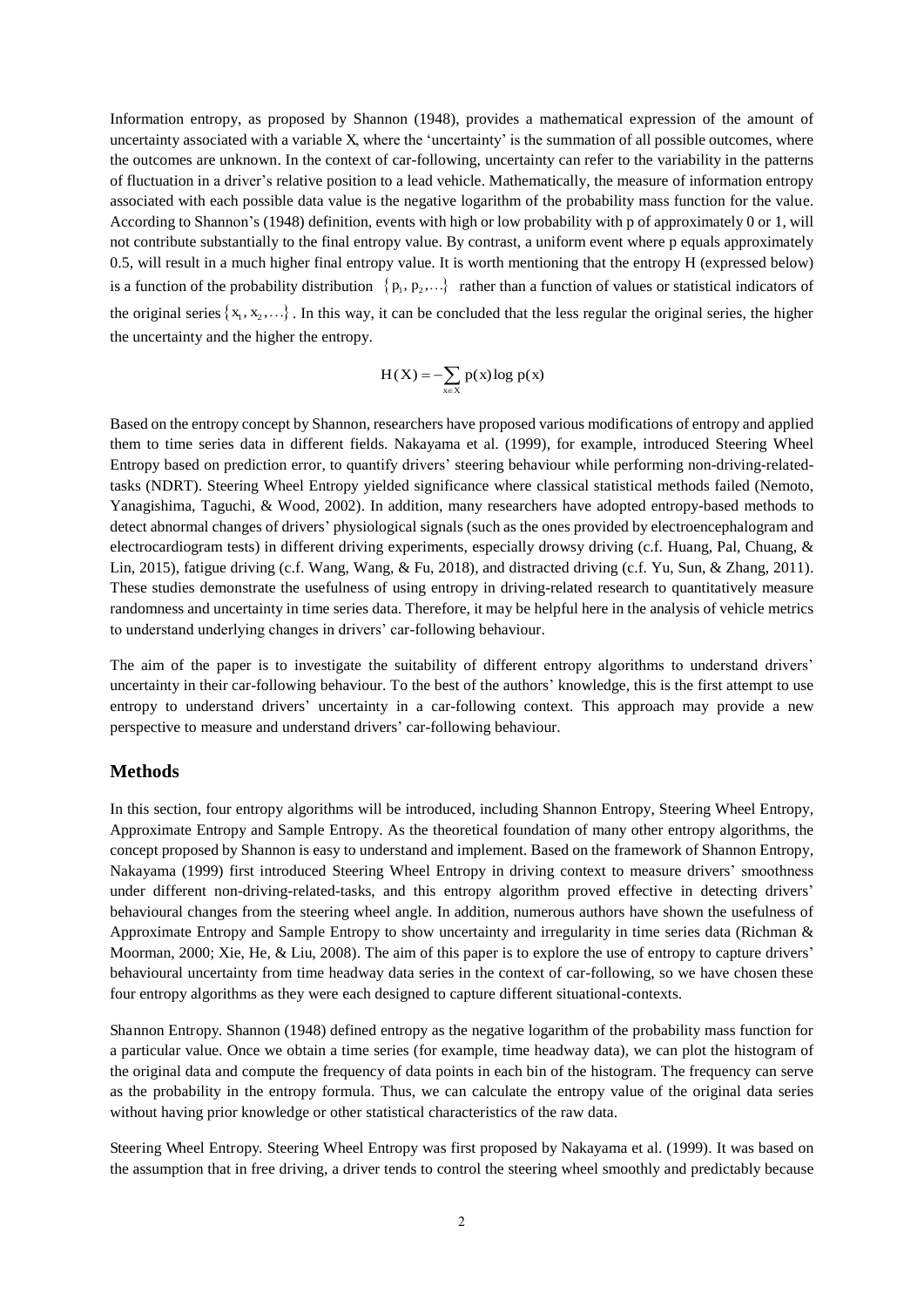Information entropy, as proposed by Shannon (1948), provides a mathematical expression of the amount of uncertainty associated with a variable X, where the 'uncertainty' is the summation of all possible outcomes, where the outcomes are unknown. In the context of car-following, uncertainty can refer to the variability in the patterns of fluctuation in a driver's relative position to a lead vehicle. Mathematically, the measure of information entropy associated with each possible data value is the negative logarithm of the probability mass function for the value. According to Shannon's (1948) definition, events with high or low probability with p of approximately 0 or 1, will not contribute substantially to the final entropy value. By contrast, a uniform event where p equals approximately 0.5, will result in a much higher final entropy value. It is worth mentioning that the entropy H (expressed below) is a function of the probability distribution $\{p_1, p_2, \ldots\}$ rather than a function of values or statistical indicators of the original series $\{x_1, x_2, \ldots\}$. In this way, it can be concluded that the less regular the original series, the higher the uncertainty and the higher the entropy.

$$H(X) = -\sum_{x \in X} p(x) \log p(x)$$

Based on the entropy concept by Shannon, researchers have proposed various modifications of entropy and applied them to time series data in different fields. Nakayama et al. (1999), for example, introduced Steering Wheel Entropy based on prediction error, to quantify drivers' steering behaviour while performing non-driving-related-tasks (NDRT). Steering Wheel Entropy yielded significance where classical statistical methods failed (Nemoto, Yanagishima, Taguchi, & Wood, 2002). In addition, many researchers have adopted entropy-based methods to detect abnormal changes of drivers' physiological signals (such as the ones provided by electroencephalogram and electrocardiogram tests) in different driving experiments, especially drowsy driving (c.f. Huang, Pal, Chuang, & Lin, 2015), fatigue driving (c.f. Wang, Wang, & Fu, 2018), and distracted driving (c.f. Yu, Sun, & Zhang, 2011). These studies demonstrate the usefulness of using entropy in driving-related research to quantitatively measure randomness and uncertainty in time series data. Therefore, it may be helpful here in the analysis of vehicle metrics to understand underlying changes in drivers' car-following behaviour.

The aim of the paper is to investigate the suitability of different entropy algorithms to understand drivers' uncertainty in their car-following behaviour. To the best of the authors' knowledge, this is the first attempt to use entropy to understand drivers' uncertainty in a car-following context. This approach may provide a new perspective to measure and understand drivers' car-following behaviour.

## Methods

In this section, four entropy algorithms will be introduced, including Shannon Entropy, Steering Wheel Entropy, Approximate Entropy and Sample Entropy. As the theoretical foundation of many other entropy algorithms, the concept proposed by Shannon is easy to understand and implement. Based on the framework of Shannon Entropy, Nakayama (1999) first introduced Steering Wheel Entropy in driving context to measure drivers' smoothness under different non-driving-related-tasks, and this entropy algorithm proved effective in detecting drivers' behavioural changes from the steering wheel angle. In addition, numerous authors have shown the usefulness of Approximate Entropy and Sample Entropy to show uncertainty and irregularity in time series data (Richman & Moorman, 2000; Xie, He, & Liu, 2008). The aim of this paper is to explore the use of entropy to capture drivers' behavioural uncertainty from time headway data series in the context of car-following, so we have chosen these four entropy algorithms as they were each designed to capture different situational-contexts.

Shannon Entropy. Shannon (1948) defined entropy as the negative logarithm of the probability mass function for a particular value. Once we obtain a time series (for example, time headway data), we can plot the histogram of the original data and compute the frequency of data points in each bin of the histogram. The frequency can serve as the probability in the entropy formula. Thus, we can calculate the entropy value of the original data series without having prior knowledge or other statistical characteristics of the raw data.

Steering Wheel Entropy. Steering Wheel Entropy was first proposed by Nakayama et al. (1999). It was based on the assumption that in free driving, a driver tends to control the steering wheel smoothly and predictably because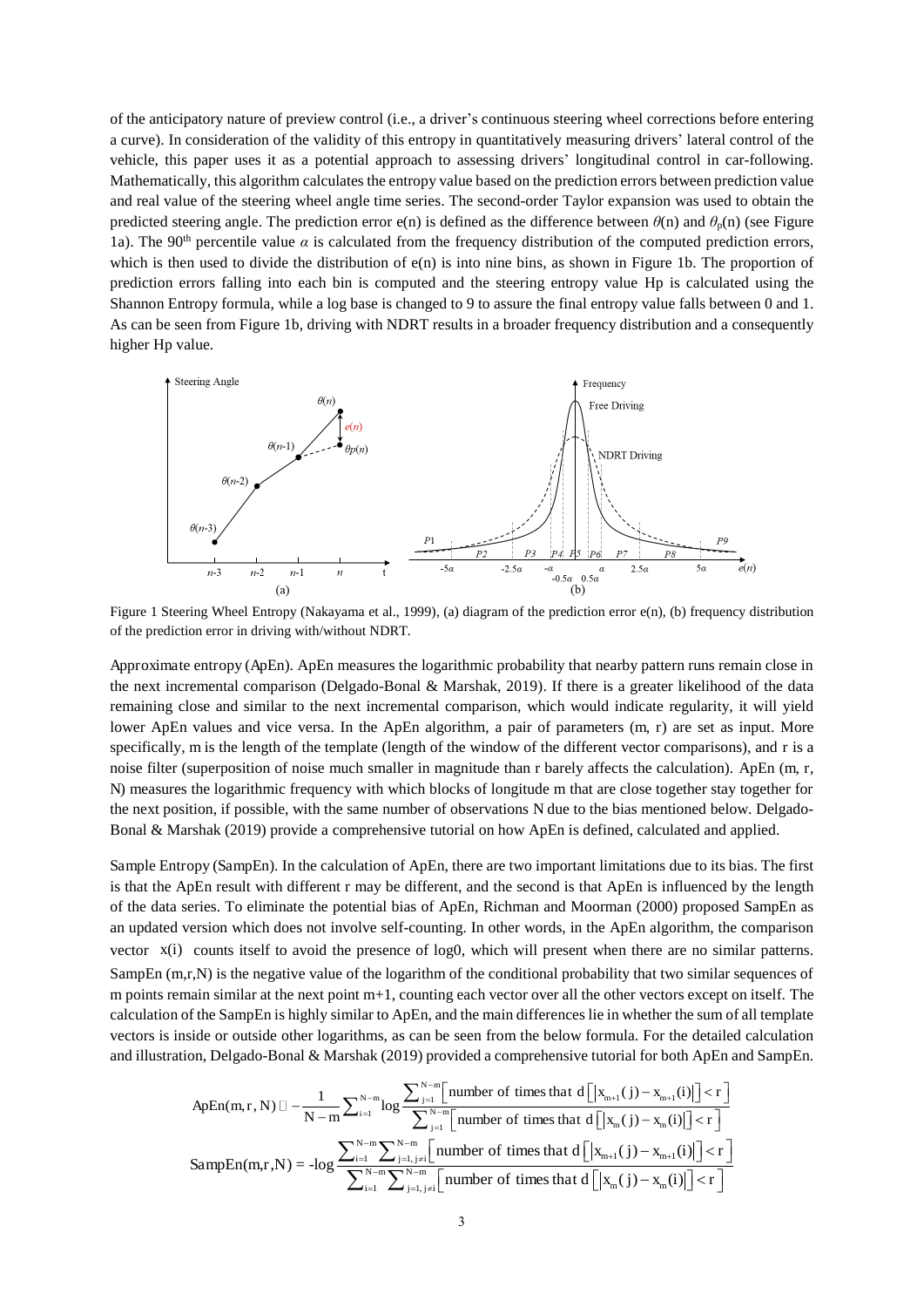of the anticipatory nature of preview control (i.e., a driver's continuous steering wheel corrections before entering a curve). In consideration of the validity of this entropy in quantitatively measuring drivers' lateral control of the vehicle, this paper uses it as a potential approach to assessing drivers' longitudinal control in car-following. Mathematically, this algorithm calculates the entropy value based on the prediction errors between prediction value and real value of the steering wheel angle time series. The second-order Taylor expansion was used to obtain the predicted steering angle. The prediction error e(n) is defined as the difference between $\theta$(n) and $\theta_p$(n) (see Figure 1a). The 90[th] percentile value $\alpha$ is calculated from the frequency distribution of the computed prediction errors, which is then used to divide the distribution of e(n) is into nine bins, as shown in Figure 1b. The proportion of prediction errors falling into each bin is computed and the steering entropy value Hp is calculated using the Shannon Entropy formula, while a log base is changed to 9 to assure the final entropy value falls between 0 and 1. As can be seen from Figure 1b, driving with NDRT results in a broader frequency distribution and a consequently higher Hp value.

Figure 1 Steering Wheel Entropy (Nakayama et al., 1999), (a) diagram of the prediction error e(n), (b) frequency distribution of the prediction error in driving with/without NDRT.

Approximate entropy (ApEn). ApEn measures the logarithmic probability that nearby pattern runs remain close in the next incremental comparison (Delgado-Bonal & Marshak, 2019). If there is a greater likelihood of the data remaining close and similar to the next incremental comparison, which would indicate regularity, it will yield lower ApEn values and vice versa. In the ApEn algorithm, a pair of parameters (m, r) are set as input. More specifically, m is the length of the template (length of the window of the different vector comparisons), and r is a noise filter (superposition of noise much smaller in magnitude than r barely affects the calculation). ApEn (m, r, N) measures the logarithmic frequency with which blocks of longitude m that are close together stay together for the next position, if possible, with the same number of observations N due to the bias mentioned below. Delgado-Bonal & Marshak (2019) provide a comprehensive tutorial on how ApEn is defined, calculated and applied.

Sample Entropy (SampEn). In the calculation of ApEn, there are two important limitations due to its bias. The first is that the ApEn result with different r may be different, and the second is that ApEn is influenced by the length of the data series. To eliminate the potential bias of ApEn, Richman and Moorman (2000) proposed SampEn as an updated version which does not involve self-counting. In other words, in the ApEn algorithm, the comparison vector $x(i)$ counts itself to avoid the presence of log0, which will present when there are no similar patterns. SampEn (m,r,N) is the negative value of the logarithm of the conditional probability that two similar sequences of m points remain similar at the next point m+1, counting each vector over all the other vectors except on itself. The calculation of the SampEn is highly similar to ApEn, and the main differences lie in whether the sum of all template vectors is inside or outside other logarithms, as can be seen from the below formula. For the detailed calculation and illustration, Delgado-Bonal & Marshak (2019) provided a comprehensive tutorial for both ApEn and SampEn.

$$\text{ApEn}(m,r,N) \approx -\frac{1}{N-m}\sum_{i=1}^{N-m}\log\frac{\sum_{j=1}^{N-m}\left[\text{number of times that } d\left[\left|x_{m+1}(j)-x_{m+1}(i)\right|\right]<r\right]}{\sum_{j=1}^{N-m}\left[\text{number of times that } d\left[\left|x_{m}(j)-x_{m}(i)\right|\right]<r\right]}$$

$$\text{SampEn}(m,r,N) = -\log\frac{\sum_{i=1}^{N-m}\sum_{j=1,j\neq i}^{N-m}\left[\text{number of times that } d\left[\left|x_{m+1}(j)-x_{m+1}(i)\right|\right]<r\right]}{\sum_{i=1}^{N-m}\sum_{j=1,j\neq i}^{N-m}\left[\text{number of times that } d\left[\left|x_{m}(j)-x_{m}(i)\right|\right]<r\right]}$$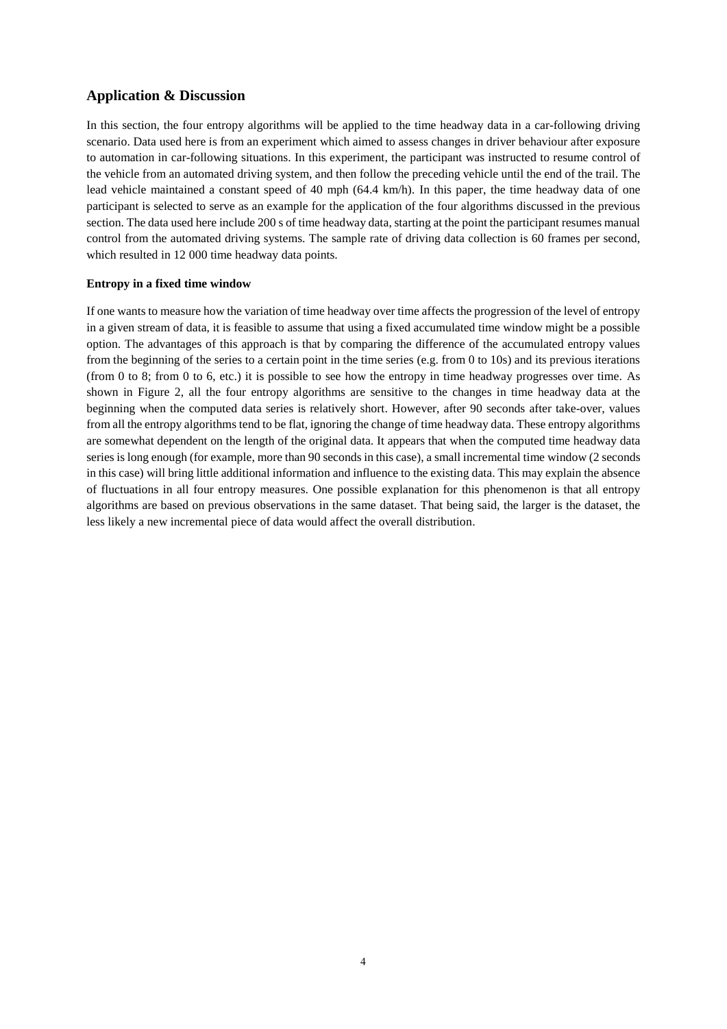## Application & Discussion

In this section, the four entropy algorithms will be applied to the time headway data in a car-following driving scenario. Data used here is from an experiment which aimed to assess changes in driver behaviour after exposure to automation in car-following situations. In this experiment, the participant was instructed to resume control of the vehicle from an automated driving system, and then follow the preceding vehicle until the end of the trail. The lead vehicle maintained a constant speed of 40 mph (64.4 km/h). In this paper, the time headway data of one participant is selected to serve as an example for the application of the four algorithms discussed in the previous section. The data used here include 200 s of time headway data, starting at the point the participant resumes manual control from the automated driving systems. The sample rate of driving data collection is 60 frames per second, which resulted in 12 000 time headway data points.

### Entropy in a fixed time window

If one wants to measure how the variation of time headway over time affects the progression of the level of entropy in a given stream of data, it is feasible to assume that using a fixed accumulated time window might be a possible option. The advantages of this approach is that by comparing the difference of the accumulated entropy values from the beginning of the series to a certain point in the time series (e.g. from 0 to 10s) and its previous iterations (from 0 to 8; from 0 to 6, etc.) it is possible to see how the entropy in time headway progresses over time. As shown in Figure 2, all the four entropy algorithms are sensitive to the changes in time headway data at the beginning when the computed data series is relatively short. However, after 90 seconds after take-over, values from all the entropy algorithms tend to be flat, ignoring the change of time headway data. These entropy algorithms are somewhat dependent on the length of the original data. It appears that when the computed time headway data series is long enough (for example, more than 90 seconds in this case), a small incremental time window (2 seconds in this case) will bring little additional information and influence to the existing data. This may explain the absence of fluctuations in all four entropy measures. One possible explanation for this phenomenon is that all entropy algorithms are based on previous observations in the same dataset. That being said, the larger is the dataset, the less likely a new incremental piece of data would affect the overall distribution.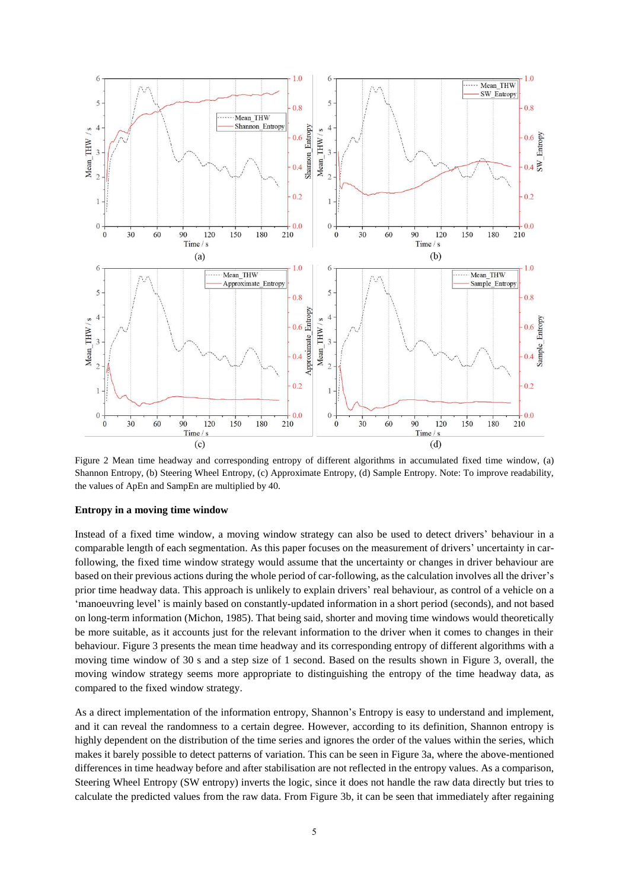Figure 2 Mean time headway and corresponding entropy of different algorithms in accumulated fixed time window, (a) Shannon Entropy, (b) Steering Wheel Entropy, (c) Approximate Entropy, (d) Sample Entropy. Note: To improve readability, the values of ApEn and SampEn are multiplied by 40.

### Entropy in a moving time window

Instead of a fixed time window, a moving window strategy can also be used to detect drivers' behaviour in a comparable length of each segmentation. As this paper focuses on the measurement of drivers' uncertainty in car-following, the fixed time window strategy would assume that the uncertainty or changes in driver behaviour are based on their previous actions during the whole period of car-following, as the calculation involves all the driver's prior time headway data. This approach is unlikely to explain drivers' real behaviour, as control of a vehicle on a 'manoeuvring level' is mainly based on constantly-updated information in a short period (seconds), and not based on long-term information (Michon, 1985). That being said, shorter and moving time windows would theoretically be more suitable, as it accounts just for the relevant information to the driver when it comes to changes in their behaviour. Figure 3 presents the mean time headway and its corresponding entropy of different algorithms with a moving time window of 30 s and a step size of 1 second. Based on the results shown in Figure 3, overall, the moving window strategy seems more appropriate to distinguishing the entropy of the time headway data, as compared to the fixed window strategy.

As a direct implementation of the information entropy, Shannon's Entropy is easy to understand and implement, and it can reveal the randomness to a certain degree. However, according to its definition, Shannon entropy is highly dependent on the distribution of the time series and ignores the order of the values within the series, which makes it barely possible to detect patterns of variation. This can be seen in Figure 3a, where the above-mentioned differences in time headway before and after stabilisation are not reflected in the entropy values. As a comparison, Steering Wheel Entropy (SW entropy) inverts the logic, since it does not handle the raw data directly but tries to calculate the predicted values from the raw data. From Figure 3b, it can be seen that immediately after regaining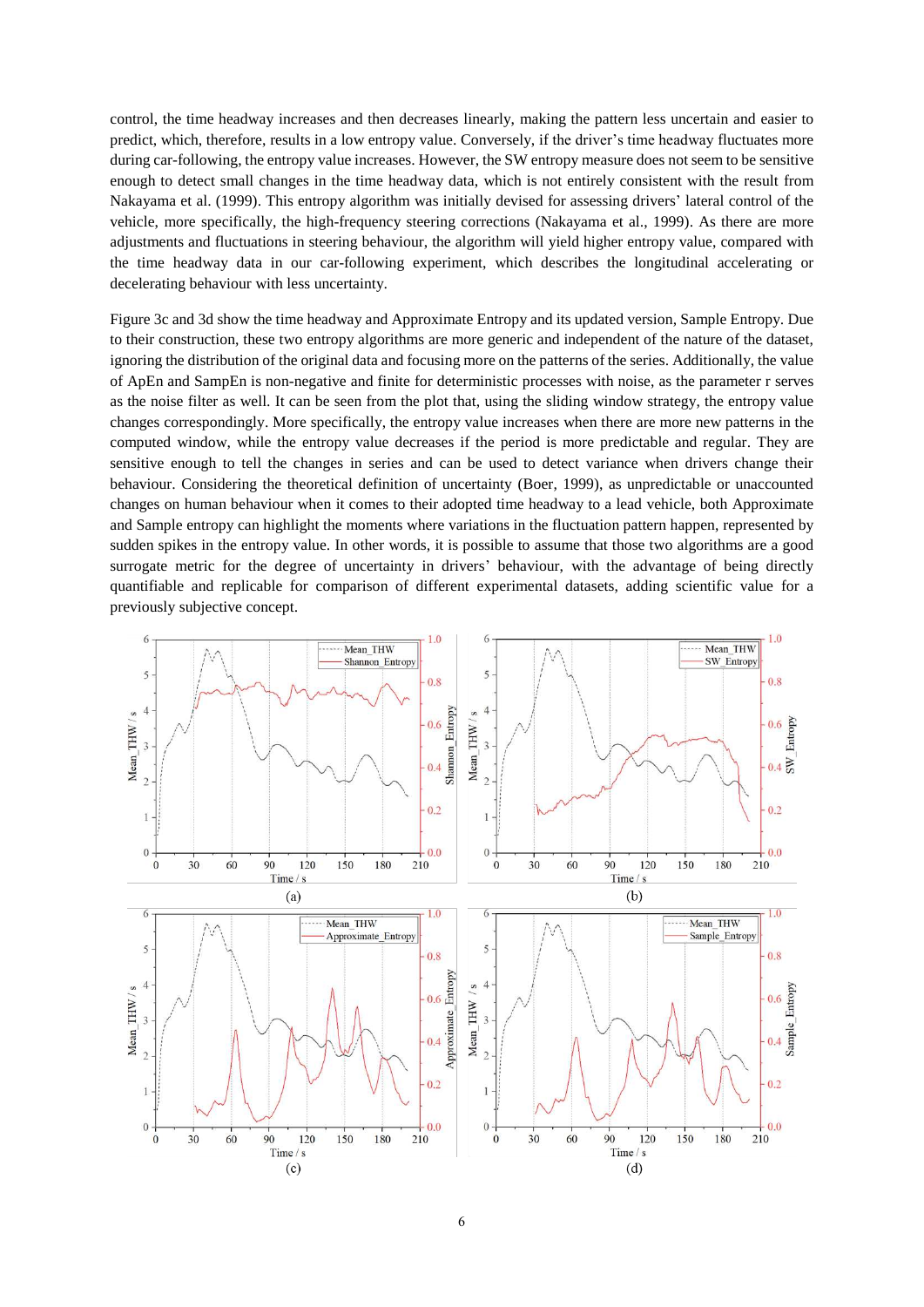control, the time headway increases and then decreases linearly, making the pattern less uncertain and easier to predict, which, therefore, results in a low entropy value. Conversely, if the driver's time headway fluctuates more during car-following, the entropy value increases. However, the SW entropy measure does not seem to be sensitive enough to detect small changes in the time headway data, which is not entirely consistent with the result from Nakayama et al. (1999). This entropy algorithm was initially devised for assessing drivers' lateral control of the vehicle, more specifically, the high-frequency steering corrections (Nakayama et al., 1999). As there are more adjustments and fluctuations in steering behaviour, the algorithm will yield higher entropy value, compared with the time headway data in our car-following experiment, which describes the longitudinal accelerating or decelerating behaviour with less uncertainty.

Figure 3c and 3d show the time headway and Approximate Entropy and its updated version, Sample Entropy. Due to their construction, these two entropy algorithms are more generic and independent of the nature of the dataset, ignoring the distribution of the original data and focusing more on the patterns of the series. Additionally, the value of ApEn and SampEn is non-negative and finite for deterministic processes with noise, as the parameter r serves as the noise filter as well. It can be seen from the plot that, using the sliding window strategy, the entropy value changes correspondingly. More specifically, the entropy value increases when there are more new patterns in the computed window, while the entropy value decreases if the period is more predictable and regular. They are sensitive enough to tell the changes in series and can be used to detect variance when drivers change their behaviour. Considering the theoretical definition of uncertainty (Boer, 1999), as unpredictable or unaccounted changes on human behaviour when it comes to their adopted time headway to a lead vehicle, both Approximate and Sample entropy can highlight the moments where variations in the fluctuation pattern happen, represented by sudden spikes in the entropy value. In other words, it is possible to assume that those two algorithms are a good surrogate metric for the degree of uncertainty in drivers' behaviour, with the advantage of being directly quantifiable and replicable for comparison of different experimental datasets, adding scientific value for a previously subjective concept.

(a) (b) (c) (d)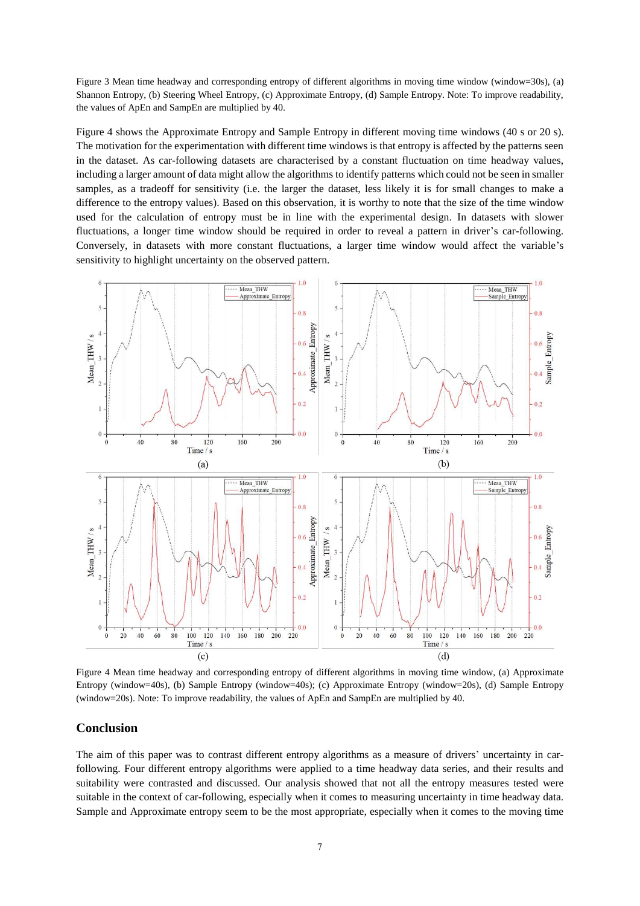Figure 3 Mean time headway and corresponding entropy of different algorithms in moving time window (window=30s), (a) Shannon Entropy, (b) Steering Wheel Entropy, (c) Approximate Entropy, (d) Sample Entropy. Note: To improve readability, the values of ApEn and SampEn are multiplied by 40.

Figure 4 shows the Approximate Entropy and Sample Entropy in different moving time windows (40 s or 20 s). The motivation for the experimentation with different time windows is that entropy is affected by the patterns seen in the dataset. As car-following datasets are characterised by a constant fluctuation on time headway values, including a larger amount of data might allow the algorithms to identify patterns which could not be seen in smaller samples, as a tradeoff for sensitivity (i.e. the larger the dataset, less likely it is for small changes to make a difference to the entropy values). Based on this observation, it is worthy to note that the size of the time window used for the calculation of entropy must be in line with the experimental design. In datasets with slower fluctuations, a longer time window should be required in order to reveal a pattern in driver's car-following. Conversely, in datasets with more constant fluctuations, a larger time window would affect the variable's sensitivity to highlight uncertainty on the observed pattern.

Figure 4 Mean time headway and corresponding entropy of different algorithms in moving time window, (a) Approximate Entropy (window=40s), (b) Sample Entropy (window=40s); (c) Approximate Entropy (window=20s), (d) Sample Entropy (window=20s). Note: To improve readability, the values of ApEn and SampEn are multiplied by 40.

## Conclusion

The aim of this paper was to contrast different entropy algorithms as a measure of drivers' uncertainty in car-following. Four different entropy algorithms were applied to a time headway data series, and their results and suitability were contrasted and discussed. Our analysis showed that not all the entropy measures tested were suitable in the context of car-following, especially when it comes to measuring uncertainty in time headway data. Sample and Approximate entropy seem to be the most appropriate, especially when it comes to the moving time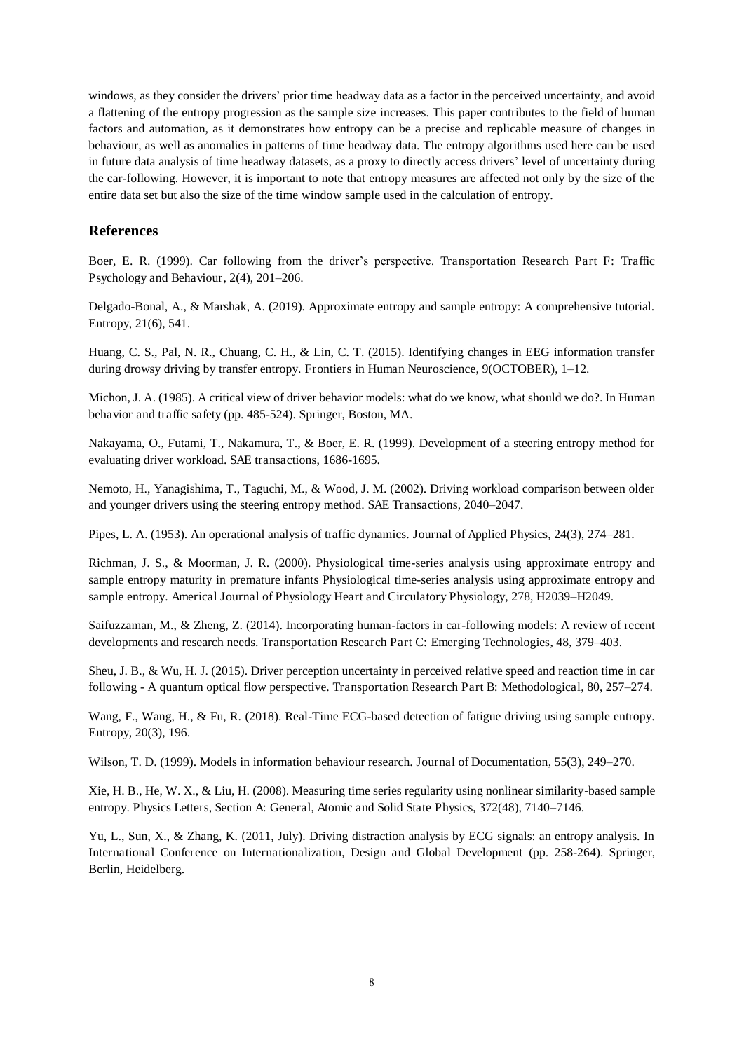windows, as they consider the drivers' prior time headway data as a factor in the perceived uncertainty, and avoid a flattening of the entropy progression as the sample size increases. This paper contributes to the field of human factors and automation, as it demonstrates how entropy can be a precise and replicable measure of changes in behaviour, as well as anomalies in patterns of time headway data. The entropy algorithms used here can be used in future data analysis of time headway datasets, as a proxy to directly access drivers' level of uncertainty during the car-following. However, it is important to note that entropy measures are affected not only by the size of the entire data set but also the size of the time window sample used in the calculation of entropy.

## References

Boer, E. R. (1999). Car following from the driver's perspective. Transportation Research Part F: Traffic Psychology and Behaviour, 2(4), 201–206.

Delgado-Bonal, A., & Marshak, A. (2019). Approximate entropy and sample entropy: A comprehensive tutorial. Entropy, 21(6), 541.

Huang, C. S., Pal, N. R., Chuang, C. H., & Lin, C. T. (2015). Identifying changes in EEG information transfer during drowsy driving by transfer entropy. Frontiers in Human Neuroscience, 9(OCTOBER), 1–12.

Michon, J. A. (1985). A critical view of driver behavior models: what do we know, what should we do?. In Human behavior and traffic safety (pp. 485-524). Springer, Boston, MA.

Nakayama, O., Futami, T., Nakamura, T., & Boer, E. R. (1999). Development of a steering entropy method for evaluating driver workload. SAE transactions, 1686-1695.

Nemoto, H., Yanagishima, T., Taguchi, M., & Wood, J. M. (2002). Driving workload comparison between older and younger drivers using the steering entropy method. SAE Transactions, 2040–2047.

Pipes, L. A. (1953). An operational analysis of traffic dynamics. Journal of Applied Physics, 24(3), 274–281.

Richman, J. S., & Moorman, J. R. (2000). Physiological time-series analysis using approximate entropy and sample entropy maturity in premature infants Physiological time-series analysis using approximate entropy and sample entropy. Americal Journal of Physiology Heart and Circulatory Physiology, 278, H2039–H2049.

Saifuzzaman, M., & Zheng, Z. (2014). Incorporating human-factors in car-following models: A review of recent developments and research needs. Transportation Research Part C: Emerging Technologies, 48, 379–403.

Sheu, J. B., & Wu, H. J. (2015). Driver perception uncertainty in perceived relative speed and reaction time in car following - A quantum optical flow perspective. Transportation Research Part B: Methodological, 80, 257–274.

Wang, F., Wang, H., & Fu, R. (2018). Real-Time ECG-based detection of fatigue driving using sample entropy. Entropy, 20(3), 196.

Wilson, T. D. (1999). Models in information behaviour research. Journal of Documentation, 55(3), 249–270.

Xie, H. B., He, W. X., & Liu, H. (2008). Measuring time series regularity using nonlinear similarity-based sample entropy. Physics Letters, Section A: General, Atomic and Solid State Physics, 372(48), 7140–7146.

Yu, L., Sun, X., & Zhang, K. (2011, July). Driving distraction analysis by ECG signals: an entropy analysis. In International Conference on Internationalization, Design and Global Development (pp. 258-264). Springer, Berlin, Heidelberg.